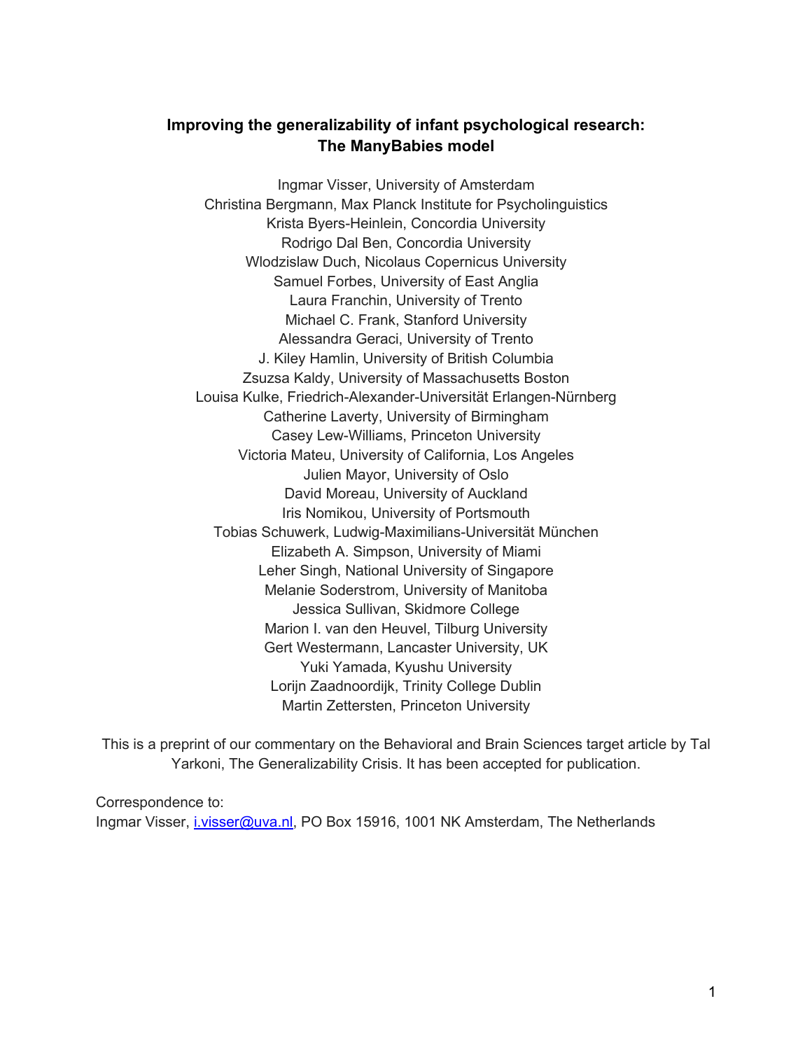# Improving the generalizability of infant psychological research: The ManyBabies model

Ingmar Visser, University of Amsterdam
Christina Bergmann, Max Planck Institute for Psycholinguistics
Krista Byers-Heinlein, Concordia University
Rodrigo Dal Ben, Concordia University
Wlodzislaw Duch, Nicolaus Copernicus University
Samuel Forbes, University of East Anglia
Laura Franchin, University of Trento
Michael C. Frank, Stanford University
Alessandra Geraci, University of Trento
J. Kiley Hamlin, University of British Columbia
Zsuzsa Kaldy, University of Massachusetts Boston
Louisa Kulke, Friedrich-Alexander-Universität Erlangen-Nürnberg
Catherine Laverty, University of Birmingham
Casey Lew-Williams, Princeton University
Victoria Mateu, University of California, Los Angeles
Julien Mayor, University of Oslo
David Moreau, University of Auckland
Iris Nomikou, University of Portsmouth
Tobias Schuwerk, Ludwig-Maximilians-Universität München
Elizabeth A. Simpson, University of Miami
Leher Singh, National University of Singapore
Melanie Soderstrom, University of Manitoba
Jessica Sullivan, Skidmore College
Marion I. van den Heuvel, Tilburg University
Gert Westermann, Lancaster University, UK
Yuki Yamada, Kyushu University
Lorijn Zaadnoordijk, Trinity College Dublin
Martin Zettersten, Princeton University

This is a preprint of our commentary on the Behavioral and Brain Sciences target article by Tal Yarkoni, The Generalizability Crisis. It has been accepted for publication.

Correspondence to:
Ingmar Visser, i.visser@uva.nl, PO Box 15916, 1001 NK Amsterdam, The Netherlands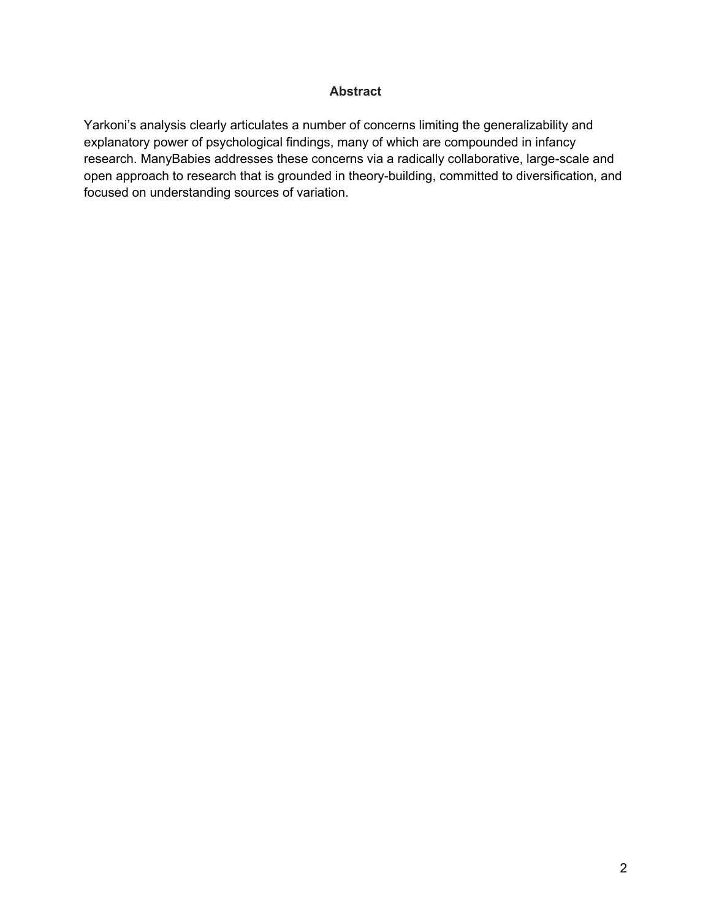## Abstract

Yarkoni's analysis clearly articulates a number of concerns limiting the generalizability and explanatory power of psychological findings, many of which are compounded in infancy research. ManyBabies addresses these concerns via a radically collaborative, large-scale and open approach to research that is grounded in theory-building, committed to diversification, and focused on understanding sources of variation.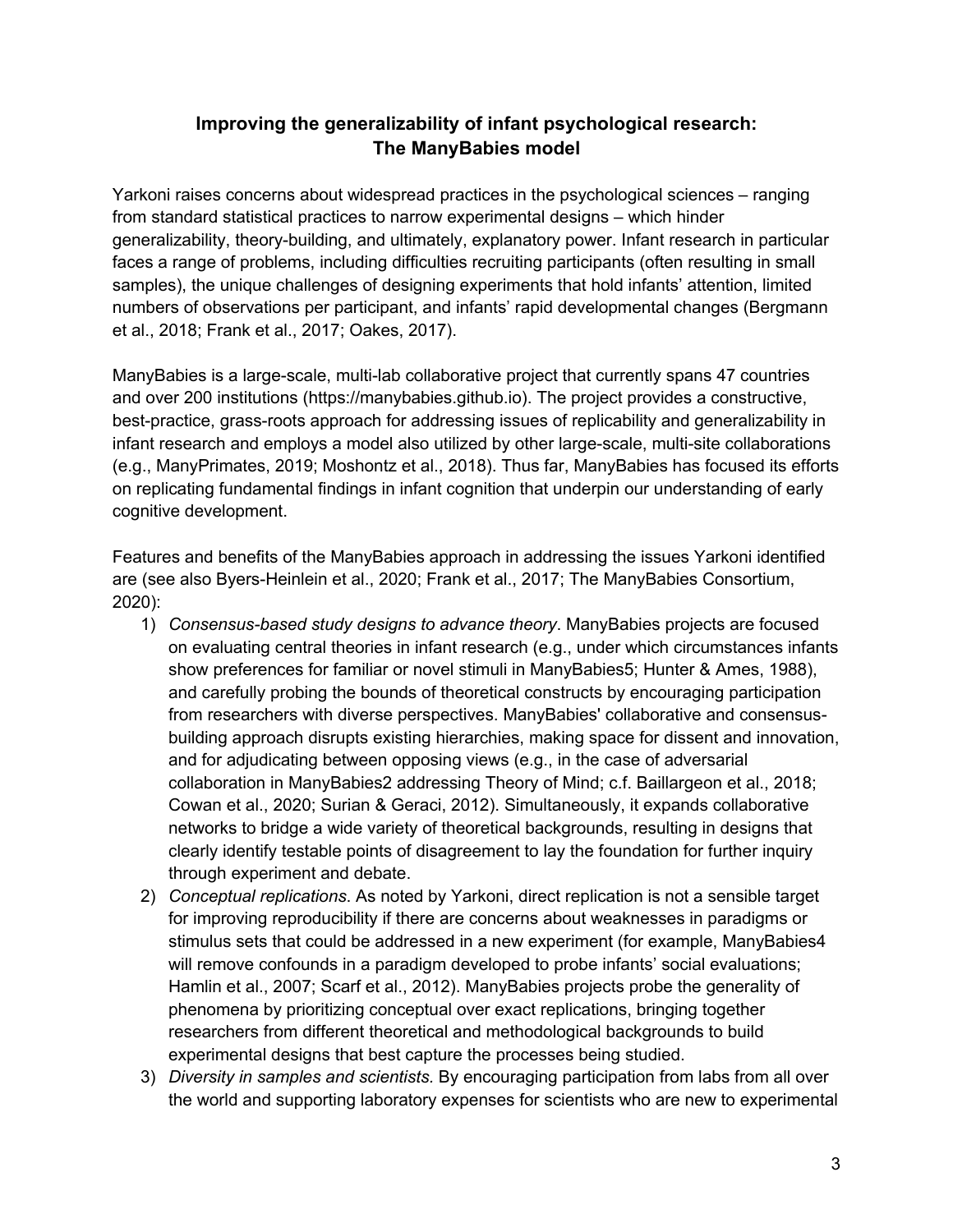## Improving the generalizability of infant psychological research: The ManyBabies model

Yarkoni raises concerns about widespread practices in the psychological sciences – ranging from standard statistical practices to narrow experimental designs – which hinder generalizability, theory-building, and ultimately, explanatory power. Infant research in particular faces a range of problems, including difficulties recruiting participants (often resulting in small samples), the unique challenges of designing experiments that hold infants' attention, limited numbers of observations per participant, and infants' rapid developmental changes (Bergmann et al., 2018; Frank et al., 2017; Oakes, 2017).

ManyBabies is a large-scale, multi-lab collaborative project that currently spans 47 countries and over 200 institutions (https://manybabies.github.io). The project provides a constructive, best-practice, grass-roots approach for addressing issues of replicability and generalizability in infant research and employs a model also utilized by other large-scale, multi-site collaborations (e.g., ManyPrimates, 2019; Moshontz et al., 2018). Thus far, ManyBabies has focused its efforts on replicating fundamental findings in infant cognition that underpin our understanding of early cognitive development.

Features and benefits of the ManyBabies approach in addressing the issues Yarkoni identified are (see also Byers-Heinlein et al., 2020; Frank et al., 2017; The ManyBabies Consortium, 2020):

1) *Consensus-based study designs to advance theory*. ManyBabies projects are focused on evaluating central theories in infant research (e.g., under which circumstances infants show preferences for familiar or novel stimuli in ManyBabies5; Hunter & Ames, 1988), and carefully probing the bounds of theoretical constructs by encouraging participation from researchers with diverse perspectives. ManyBabies' collaborative and consensus-building approach disrupts existing hierarchies, making space for dissent and innovation, and for adjudicating between opposing views (e.g., in the case of adversarial collaboration in ManyBabies2 addressing Theory of Mind; c.f. Baillargeon et al., 2018; Cowan et al., 2020; Surian & Geraci, 2012). Simultaneously, it expands collaborative networks to bridge a wide variety of theoretical backgrounds, resulting in designs that clearly identify testable points of disagreement to lay the foundation for further inquiry through experiment and debate.
2) *Conceptual replications*. As noted by Yarkoni, direct replication is not a sensible target for improving reproducibility if there are concerns about weaknesses in paradigms or stimulus sets that could be addressed in a new experiment (for example, ManyBabies4 will remove confounds in a paradigm developed to probe infants' social evaluations; Hamlin et al., 2007; Scarf et al., 2012). ManyBabies projects probe the generality of phenomena by prioritizing conceptual over exact replications, bringing together researchers from different theoretical and methodological backgrounds to build experimental designs that best capture the processes being studied.
3) *Diversity in samples and scientists*. By encouraging participation from labs from all over the world and supporting laboratory expenses for scientists who are new to experimental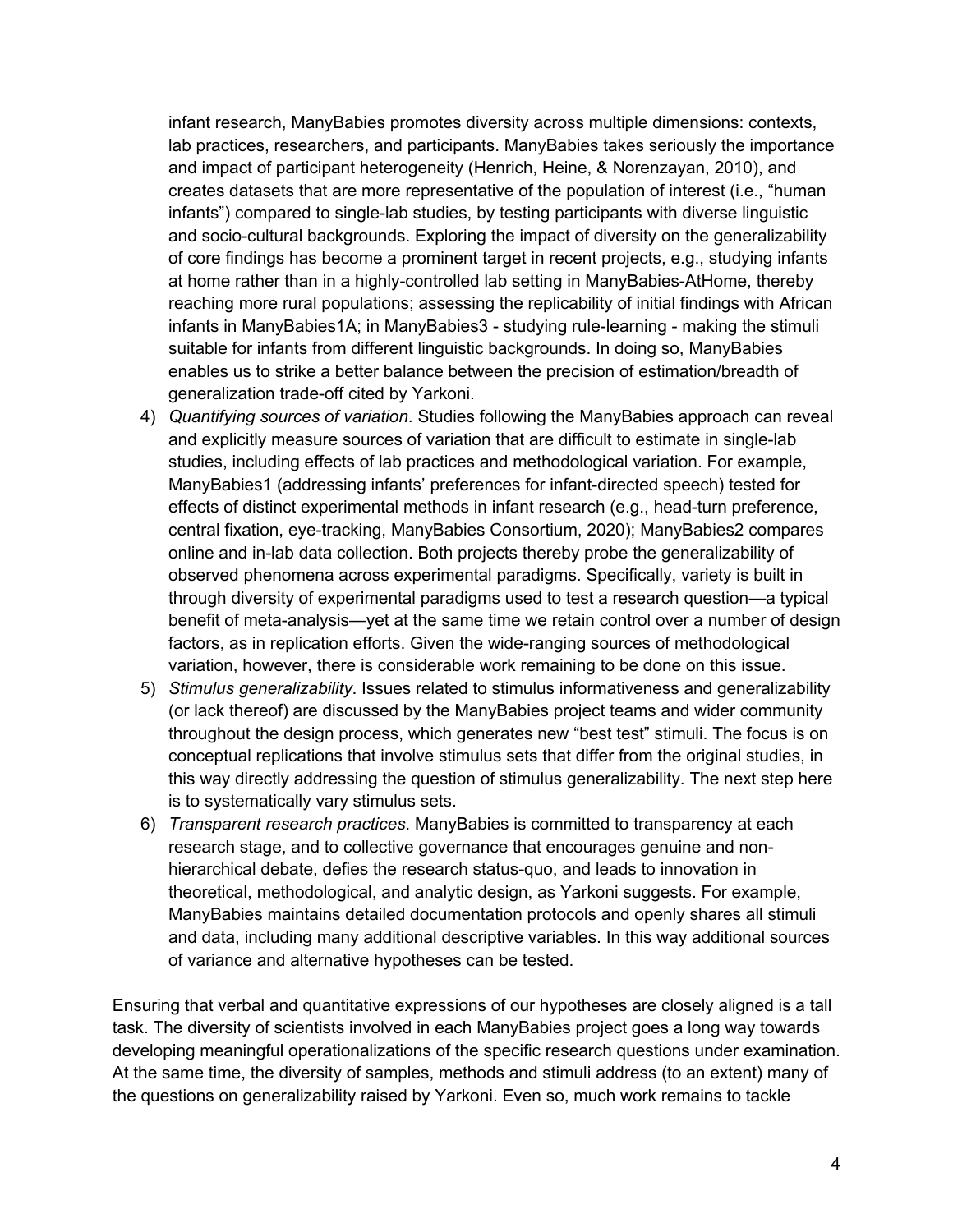infant research, ManyBabies promotes diversity across multiple dimensions: contexts, lab practices, researchers, and participants. ManyBabies takes seriously the importance and impact of participant heterogeneity (Henrich, Heine, & Norenzayan, 2010), and creates datasets that are more representative of the population of interest (i.e., "human infants") compared to single-lab studies, by testing participants with diverse linguistic and socio-cultural backgrounds. Exploring the impact of diversity on the generalizability of core findings has become a prominent target in recent projects, e.g., studying infants at home rather than in a highly-controlled lab setting in ManyBabies-AtHome, thereby reaching more rural populations; assessing the replicability of initial findings with African infants in ManyBabies1A; in ManyBabies3 - studying rule-learning - making the stimuli suitable for infants from different linguistic backgrounds. In doing so, ManyBabies enables us to strike a better balance between the precision of estimation/breadth of generalization trade-off cited by Yarkoni.

4) *Quantifying sources of variation*. Studies following the ManyBabies approach can reveal and explicitly measure sources of variation that are difficult to estimate in single-lab studies, including effects of lab practices and methodological variation. For example, ManyBabies1 (addressing infants' preferences for infant-directed speech) tested for effects of distinct experimental methods in infant research (e.g., head-turn preference, central fixation, eye-tracking, ManyBabies Consortium, 2020); ManyBabies2 compares online and in-lab data collection. Both projects thereby probe the generalizability of observed phenomena across experimental paradigms. Specifically, variety is built in through diversity of experimental paradigms used to test a research question—a typical benefit of meta-analysis—yet at the same time we retain control over a number of design factors, as in replication efforts. Given the wide-ranging sources of methodological variation, however, there is considerable work remaining to be done on this issue.
5) *Stimulus generalizability*. Issues related to stimulus informativeness and generalizability (or lack thereof) are discussed by the ManyBabies project teams and wider community throughout the design process, which generates new "best test" stimuli. The focus is on conceptual replications that involve stimulus sets that differ from the original studies, in this way directly addressing the question of stimulus generalizability. The next step here is to systematically vary stimulus sets.
6) *Transparent research practices*. ManyBabies is committed to transparency at each research stage, and to collective governance that encourages genuine and non-hierarchical debate, defies the research status-quo, and leads to innovation in theoretical, methodological, and analytic design, as Yarkoni suggests. For example, ManyBabies maintains detailed documentation protocols and openly shares all stimuli and data, including many additional descriptive variables. In this way additional sources of variance and alternative hypotheses can be tested.

Ensuring that verbal and quantitative expressions of our hypotheses are closely aligned is a tall task. The diversity of scientists involved in each ManyBabies project goes a long way towards developing meaningful operationalizations of the specific research questions under examination. At the same time, the diversity of samples, methods and stimuli address (to an extent) many of the questions on generalizability raised by Yarkoni. Even so, much work remains to tackle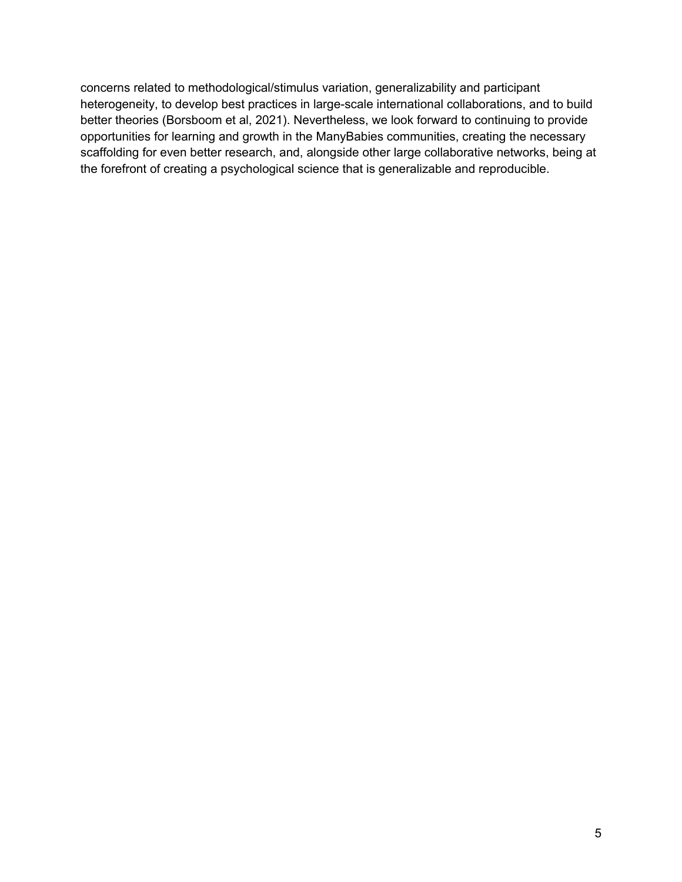concerns related to methodological/stimulus variation, generalizability and participant heterogeneity, to develop best practices in large-scale international collaborations, and to build better theories (Borsboom et al, 2021). Nevertheless, we look forward to continuing to provide opportunities for learning and growth in the ManyBabies communities, creating the necessary scaffolding for even better research, and, alongside other large collaborative networks, being at the forefront of creating a psychological science that is generalizable and reproducible.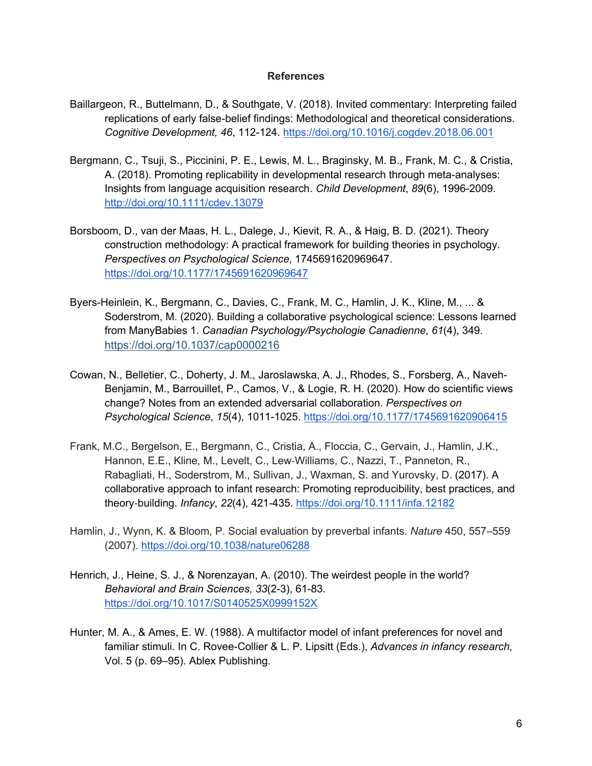## References

Baillargeon, R., Buttelmann, D., & Southgate, V. (2018). Invited commentary: Interpreting failed replications of early false-belief findings: Methodological and theoretical considerations. *Cognitive Development, 46*, 112-124. https://doi.org/10.1016/j.cogdev.2018.06.001

Bergmann, C., Tsuji, S., Piccinini, P. E., Lewis, M. L., Braginsky, M. B., Frank, M. C., & Cristia, A. (2018). Promoting replicability in developmental research through meta-analyses: Insights from language acquisition research. *Child Development*, *89*(6), 1996-2009. http://doi.org/10.1111/cdev.13079

Borsboom, D., van der Maas, H. L., Dalege, J., Kievit, R. A., & Haig, B. D. (2021). Theory construction methodology: A practical framework for building theories in psychology. *Perspectives on Psychological Science*, 1745691620969647. https://doi.org/10.1177/1745691620969647

Byers-Heinlein, K., Bergmann, C., Davies, C., Frank, M. C., Hamlin, J. K., Kline, M., ... & Soderstrom, M. (2020). Building a collaborative psychological science: Lessons learned from ManyBabies 1. *Canadian Psychology/Psychologie Canadienne*, *61*(4), 349. https://doi.org/10.1037/cap0000216

Cowan, N., Belletier, C., Doherty, J. M., Jaroslawska, A. J., Rhodes, S., Forsberg, A., Naveh-Benjamin, M., Barrouillet, P., Camos, V., & Logie, R. H. (2020). How do scientific views change? Notes from an extended adversarial collaboration. *Perspectives on Psychological Science*, *15*(4), 1011-1025. https://doi.org/10.1177/1745691620906415

Frank, M.C., Bergelson, E., Bergmann, C., Cristia, A., Floccia, C., Gervain, J., Hamlin, J.K., Hannon, E.E., Kline, M., Levelt, C., Lew-Williams, C., Nazzi, T., Panneton, R., Rabagliati, H., Soderstrom, M., Sullivan, J., Waxman, S. and Yurovsky, D. (2017). A collaborative approach to infant research: Promoting reproducibility, best practices, and theory-building. *Infancy*, *22*(4), 421-435. https://doi.org/10.1111/infa.12182

Hamlin, J., Wynn, K. & Bloom, P. Social evaluation by preverbal infants. *Nature* 450, 557–559 (2007). https://doi.org/10.1038/nature06288

Henrich, J., Heine, S. J., & Norenzayan, A. (2010). The weirdest people in the world? *Behavioral and Brain Sciences, 33*(2-3), 61-83. https://doi.org/10.1017/S0140525X0999152X

Hunter, M. A., & Ames, E. W. (1988). A multifactor model of infant preferences for novel and familiar stimuli. In C. Rovee-Collier & L. P. Lipsitt (Eds.), *Advances in infancy research*, Vol. 5 (p. 69–95). Ablex Publishing.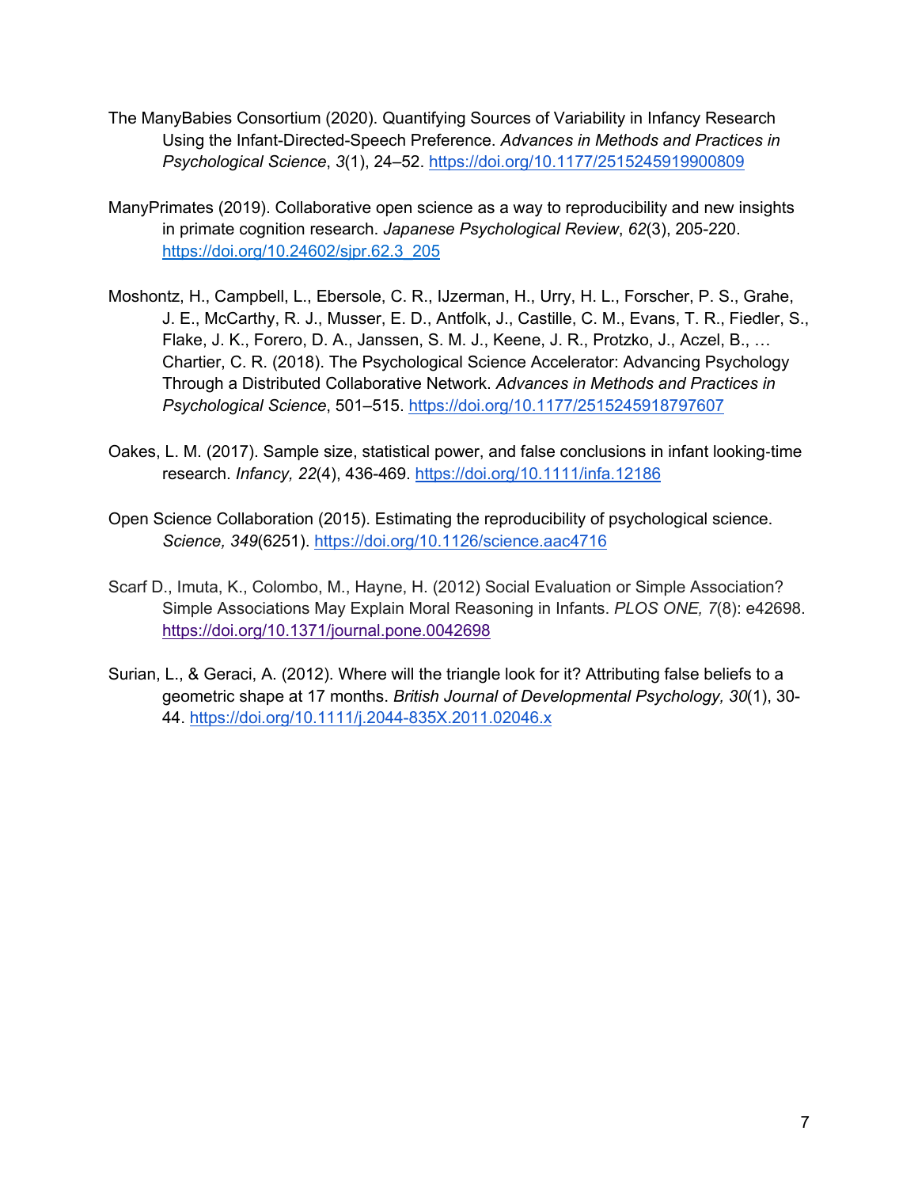The ManyBabies Consortium (2020). Quantifying Sources of Variability in Infancy Research Using the Infant-Directed-Speech Preference. *Advances in Methods and Practices in Psychological Science*, *3*(1), 24–52. https://doi.org/10.1177/2515245919900809

ManyPrimates (2019). Collaborative open science as a way to reproducibility and new insights in primate cognition research. *Japanese Psychological Review*, *62*(3), 205-220. https://doi.org/10.24602/sjpr.62.3_205

Moshontz, H., Campbell, L., Ebersole, C. R., IJzerman, H., Urry, H. L., Forscher, P. S., Grahe, J. E., McCarthy, R. J., Musser, E. D., Antfolk, J., Castille, C. M., Evans, T. R., Fiedler, S., Flake, J. K., Forero, D. A., Janssen, S. M. J., Keene, J. R., Protzko, J., Aczel, B., … Chartier, C. R. (2018). The Psychological Science Accelerator: Advancing Psychology Through a Distributed Collaborative Network. *Advances in Methods and Practices in Psychological Science*, 501–515. https://doi.org/10.1177/2515245918797607

Oakes, L. M. (2017). Sample size, statistical power, and false conclusions in infant looking-time research. *Infancy, 22*(4), 436-469. https://doi.org/10.1111/infa.12186

Open Science Collaboration (2015). Estimating the reproducibility of psychological science. *Science, 349*(6251). https://doi.org/10.1126/science.aac4716

Scarf D., Imuta, K., Colombo, M., Hayne, H. (2012) Social Evaluation or Simple Association? Simple Associations May Explain Moral Reasoning in Infants. *PLOS ONE, 7*(8): e42698. https://doi.org/10.1371/journal.pone.0042698

Surian, L., & Geraci, A. (2012). Where will the triangle look for it? Attributing false beliefs to a geometric shape at 17 months. *British Journal of Developmental Psychology, 30*(1), 30-44. https://doi.org/10.1111/j.2044-835X.2011.02046.x